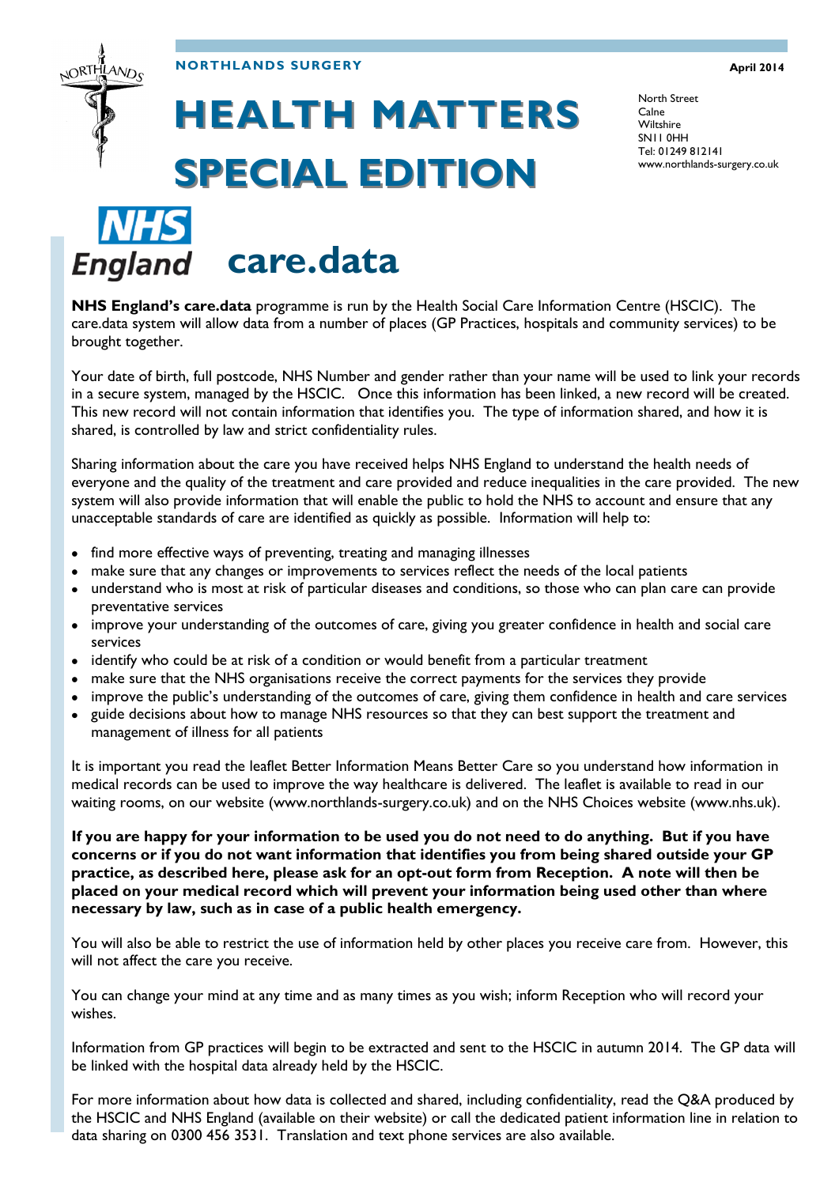NORTHLANDS SURGERY

April 2014

# HEALTH MATTERS SPECIAL EDITION

North Street
Calne
Wiltshire
SN11 0HH
Tel: 01249 812141
www.northlands-surgery.co.uk

NHS England

## care.data

**NHS England's care.data** programme is run by the Health Social Care Information Centre (HSCIC). The care.data system will allow data from a number of places (GP Practices, hospitals and community services) to be brought together.

Your date of birth, full postcode, NHS Number and gender rather than your name will be used to link your records in a secure system, managed by the HSCIC. Once this information has been linked, a new record will be created. This new record will not contain information that identifies you. The type of information shared, and how it is shared, is controlled by law and strict confidentiality rules.

Sharing information about the care you have received helps NHS England to understand the health needs of everyone and the quality of the treatment and care provided and reduce inequalities in the care provided. The new system will also provide information that will enable the public to hold the NHS to account and ensure that any unacceptable standards of care are identified as quickly as possible. Information will help to:

- find more effective ways of preventing, treating and managing illnesses
- make sure that any changes or improvements to services reflect the needs of the local patients
- understand who is most at risk of particular diseases and conditions, so those who can plan care can provide preventative services
- improve your understanding of the outcomes of care, giving you greater confidence in health and social care services
- identify who could be at risk of a condition or would benefit from a particular treatment
- make sure that the NHS organisations receive the correct payments for the services they provide
- improve the public's understanding of the outcomes of care, giving them confidence in health and care services
- guide decisions about how to manage NHS resources so that they can best support the treatment and management of illness for all patients

It is important you read the leaflet Better Information Means Better Care so you understand how information in medical records can be used to improve the way healthcare is delivered. The leaflet is available to read in our waiting rooms, on our website (www.northlands-surgery.co.uk) and on the NHS Choices website (www.nhs.uk).

**If you are happy for your information to be used you do not need to do anything. But if you have concerns or if you do not want information that identifies you from being shared outside your GP practice, as described here, please ask for an opt-out form from Reception. A note will then be placed on your medical record which will prevent your information being used other than where necessary by law, such as in case of a public health emergency.**

You will also be able to restrict the use of information held by other places you receive care from. However, this will not affect the care you receive.

You can change your mind at any time and as many times as you wish; inform Reception who will record your wishes.

Information from GP practices will begin to be extracted and sent to the HSCIC in autumn 2014. The GP data will be linked with the hospital data already held by the HSCIC.

For more information about how data is collected and shared, including confidentiality, read the Q&A produced by the HSCIC and NHS England (available on their website) or call the dedicated patient information line in relation to data sharing on 0300 456 3531. Translation and text phone services are also available.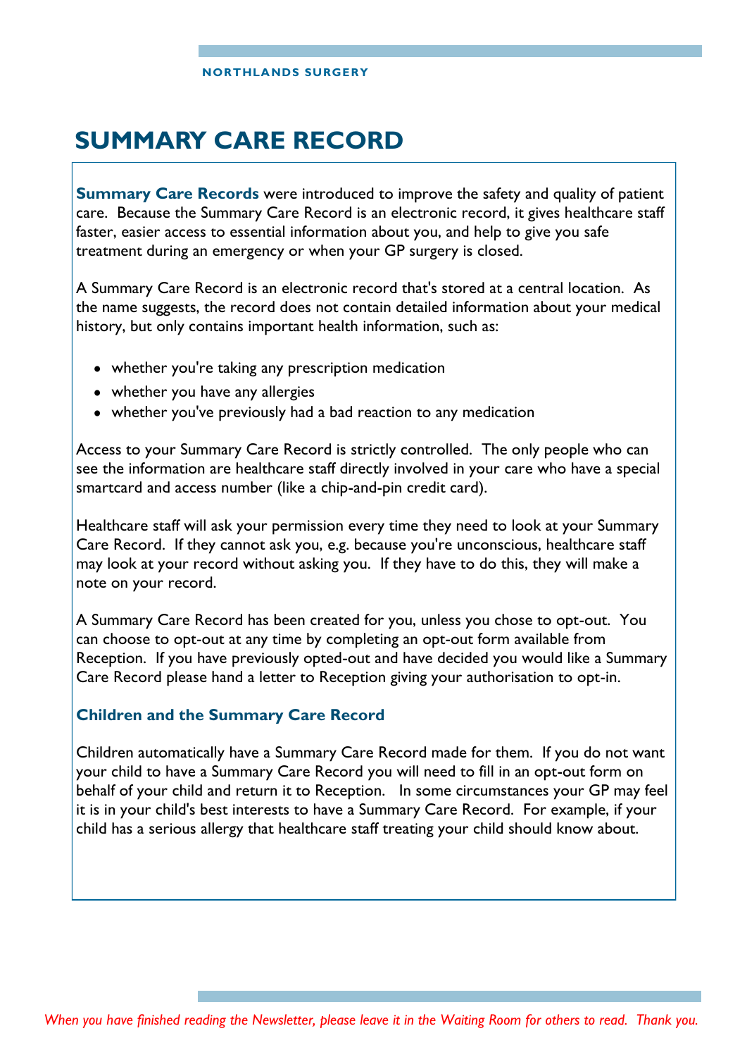# SUMMARY CARE RECORD

**Summary Care Records** were introduced to improve the safety and quality of patient care. Because the Summary Care Record is an electronic record, it gives healthcare staff faster, easier access to essential information about you, and help to give you safe treatment during an emergency or when your GP surgery is closed.

A Summary Care Record is an electronic record that's stored at a central location. As the name suggests, the record does not contain detailed information about your medical history, but only contains important health information, such as:

- whether you're taking any prescription medication
- whether you have any allergies
- whether you've previously had a bad reaction to any medication

Access to your Summary Care Record is strictly controlled. The only people who can see the information are healthcare staff directly involved in your care who have a special smartcard and access number (like a chip-and-pin credit card).

Healthcare staff will ask your permission every time they need to look at your Summary Care Record. If they cannot ask you, e.g. because you're unconscious, healthcare staff may look at your record without asking you. If they have to do this, they will make a note on your record.

A Summary Care Record has been created for you, unless you chose to opt-out. You can choose to opt-out at any time by completing an opt-out form available from Reception. If you have previously opted-out and have decided you would like a Summary Care Record please hand a letter to Reception giving your authorisation to opt-in.

### Children and the Summary Care Record

Children automatically have a Summary Care Record made for them. If you do not want your child to have a Summary Care Record you will need to fill in an opt-out form on behalf of your child and return it to Reception. In some circumstances your GP may feel it is in your child's best interests to have a Summary Care Record. For example, if your child has a serious allergy that healthcare staff treating your child should know about.

*When you have finished reading the Newsletter, please leave it in the Waiting Room for others to read. Thank you.*